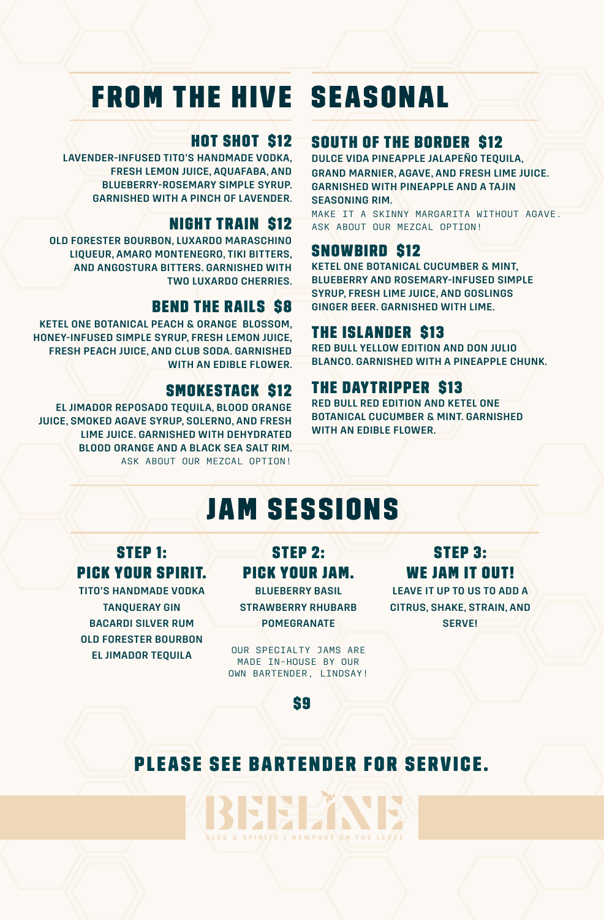# FROM THE HIVE

### HOT SHOT $12

LAVENDER-INFUSED TITO'S HANDMADE VODKA, FRESH LEMON JUICE, AQUAFABA, AND BLUEBERRY-ROSEMARY SIMPLE SYRUP. GARNISHED WITH A PINCH OF LAVENDER.

### NIGHT TRAIN $12

OLD FORESTER BOURBON, LUXARDO MARASCHINO LIQUEUR, AMARO MONTENEGRO, TIKI BITTERS, AND ANGOSTURA BITTERS. GARNISHED WITH TWO LUXARDO CHERRIES.

### BEND THE RAILS $8

KETEL ONE BOTANICAL PEACH & ORANGE BLOSSOM, HONEY-INFUSED SIMPLE SYRUP, FRESH LEMON JUICE, FRESH PEACH JUICE, AND CLUB SODA. GARNISHED WITH AN EDIBLE FLOWER.

### SMOKESTACK $12

EL JIMADOR REPOSADO TEQUILA, BLOOD ORANGE JUICE, SMOKED AGAVE SYRUP, SOLERNO, AND FRESH LIME JUICE. GARNISHED WITH DEHYDRATED BLOOD ORANGE AND A BLACK SEA SALT RIM.

ASK ABOUT OUR MEZCAL OPTION!

# SEASONAL

### SOUTH OF THE BORDER $12

DULCE VIDA PINEAPPLE JALAPEÑO TEQUILA, GRAND MARNIER, AGAVE, AND FRESH LIME JUICE. GARNISHED WITH PINEAPPLE AND A TAJIN SEASONING RIM.

MAKE IT A SKINNY MARGARITA WITHOUT AGAVE. ASK ABOUT OUR MEZCAL OPTION!

### SNOWBIRD $12

KETEL ONE BOTANICAL CUCUMBER & MINT, BLUEBERRY AND ROSEMARY-INFUSED SIMPLE SYRUP, FRESH LIME JUICE, AND GOSLINGS GINGER BEER. GARNISHED WITH LIME.

### THE ISLANDER $13

RED BULL YELLOW EDITION AND DON JULIO BLANCO. GARNISHED WITH A PINEAPPLE CHUNK.

### THE DAYTRIPPER $13

RED BULL RED EDITION AND KETEL ONE BOTANICAL CUCUMBER & MINT. GARNISHED WITH AN EDIBLE FLOWER.

# JAM SESSIONS

### STEP 1: PICK YOUR SPIRIT.

TITO'S HANDMADE VODKA
TANQUERAY GIN
BACARDI SILVER RUM
OLD FORESTER BOURBON
EL JIMADOR TEQUILA

### STEP 2: PICK YOUR JAM.

BLUEBERRY BASIL
STRAWBERRY RHUBARB
POMEGRANATE

OUR SPECIALTY JAMS ARE MADE IN-HOUSE BY OUR OWN BARTENDER, LINDSAY!

### STEP 3: WE JAM IT OUT!

LEAVE IT UP TO US TO ADD A CITRUS, SHAKE, STRAIN, AND SERVE!

**$9**

## PLEASE SEE BARTENDER FOR SERVICE.

BEELINE

ALES & SPIRITS | NEWPORT ON THE LEVEE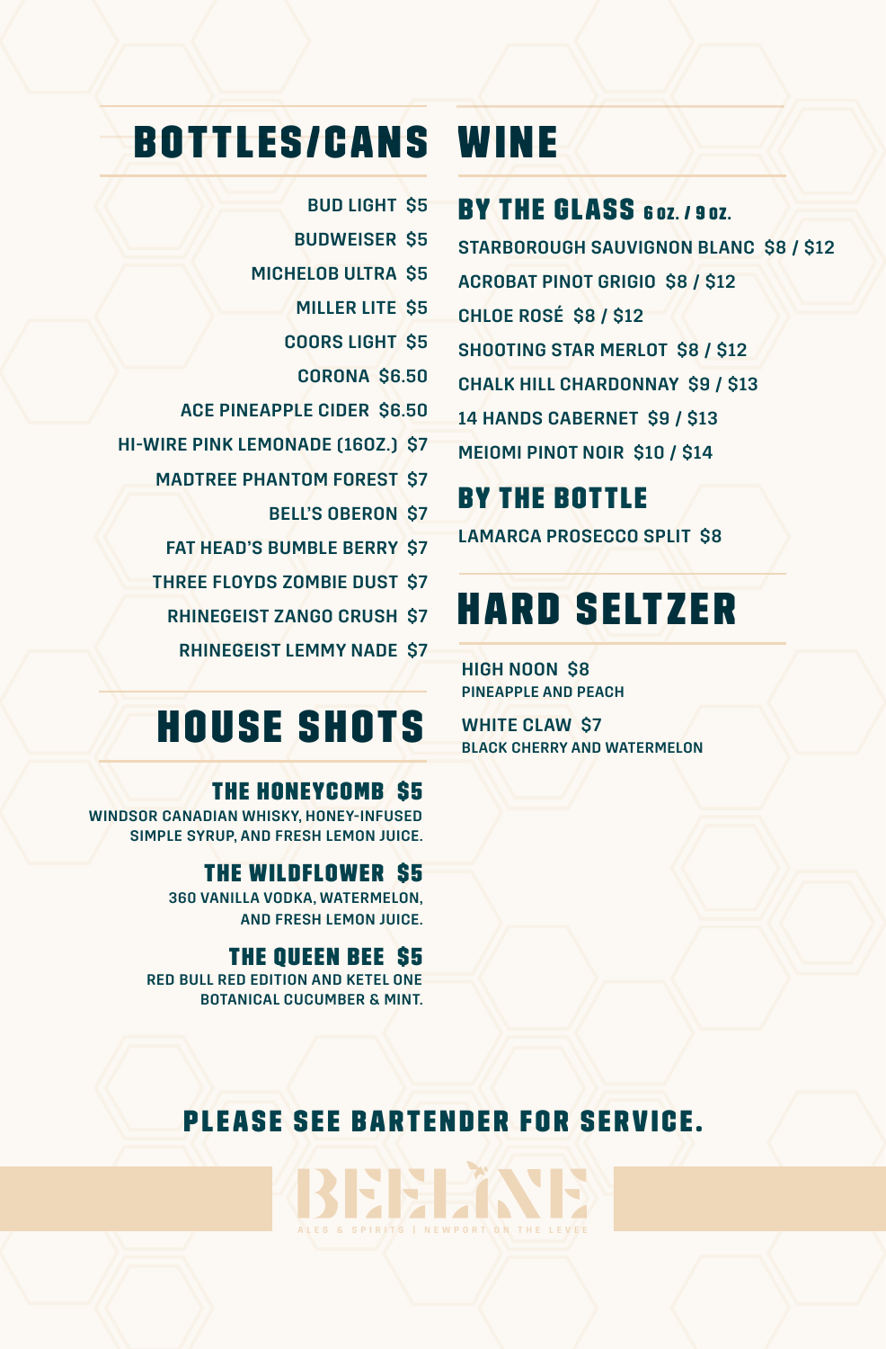# BOTTLES/CANS

BUD LIGHT $5

BUDWEISER $5

MICHELOB ULTRA $5

MILLER LITE $5

COORS LIGHT $5

CORONA $6.50

ACE PINEAPPLE CIDER $6.50

HI-WIRE PINK LEMONADE (16OZ.) $7

MADTREE PHANTOM FOREST $7

BELL'S OBERON $7

FAT HEAD'S BUMBLE BERRY $7

THREE FLOYDS ZOMBIE DUST $7

RHINEGEIST ZANGO CRUSH $7

RHINEGEIST LEMMY NADE $7

# HOUSE SHOTS

### THE HONEYCOMB $5

WINDSOR CANADIAN WHISKY, HONEY-INFUSED SIMPLE SYRUP, AND FRESH LEMON JUICE.

### THE WILDFLOWER $5

360 VANILLA VODKA, WATERMELON, AND FRESH LEMON JUICE.

### THE QUEEN BEE $5

RED BULL RED EDITION AND KETEL ONE BOTANICAL CUCUMBER & MINT.

# WINE

## BY THE GLASS 6 OZ. / 9 OZ.

STARBOROUGH SAUVIGNON BLANC $8 / $12

ACROBAT PINOT GRIGIO $8 / $12

CHLOE ROSÉ $8 / $12

SHOOTING STAR MERLOT $8 / $12

CHALK HILL CHARDONNAY $9 / $13

14 HANDS CABERNET $9 / $13

MEIOMI PINOT NOIR $10 / $14

## BY THE BOTTLE

LAMARCA PROSECCO SPLIT $8

# HARD SELTZER

HIGH NOON $8
PINEAPPLE AND PEACH

WHITE CLAW $7
BLACK CHERRY AND WATERMELON

## PLEASE SEE BARTENDER FOR SERVICE.

BEELINE
ALES & SPIRITS | NEWPORT ON THE LEVEE